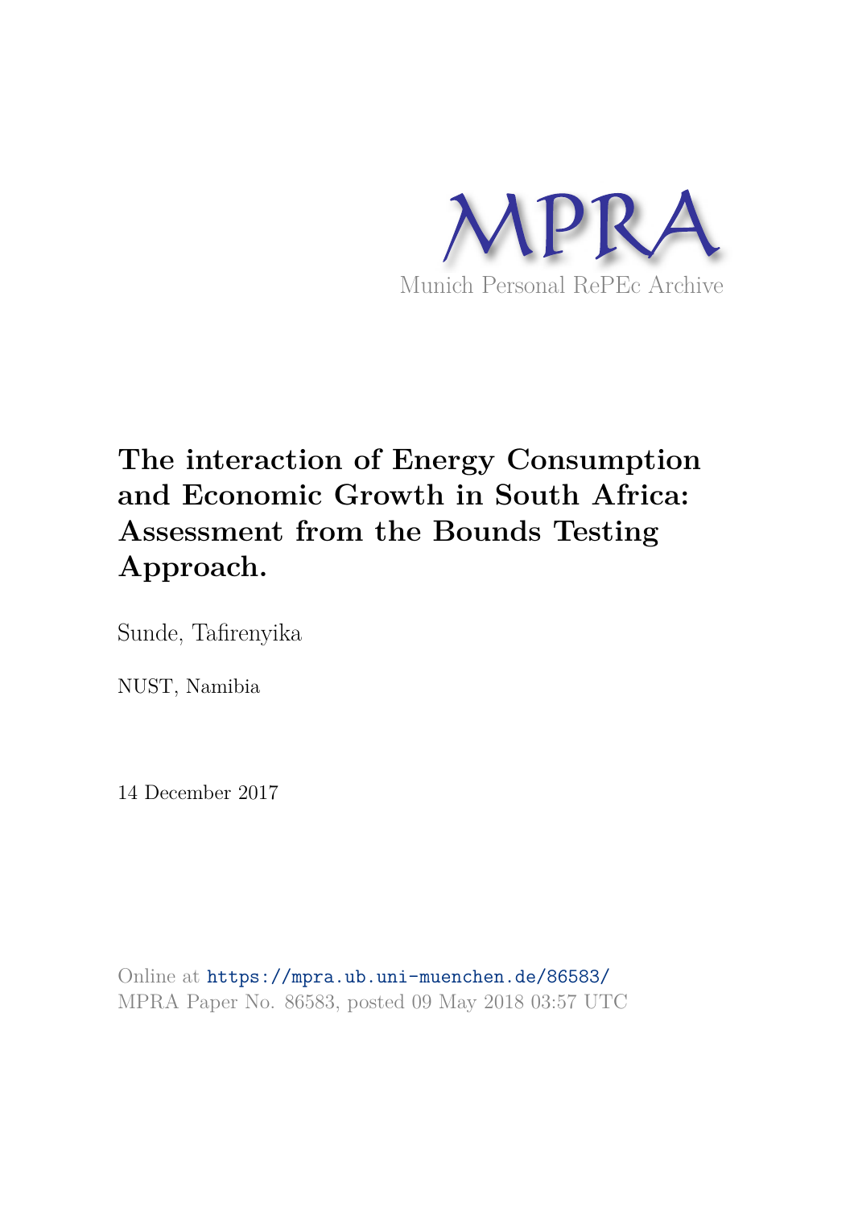MPRA

Munich Personal RePEc Archive

# The interaction of Energy Consumption and Economic Growth in South Africa: Assessment from the Bounds Testing Approach.

Sunde, Tafirenyika

NUST, Namibia

14 December 2017

Online at https://mpra.ub.uni-muenchen.de/86583/
MPRA Paper No. 86583, posted 09 May 2018 03:57 UTC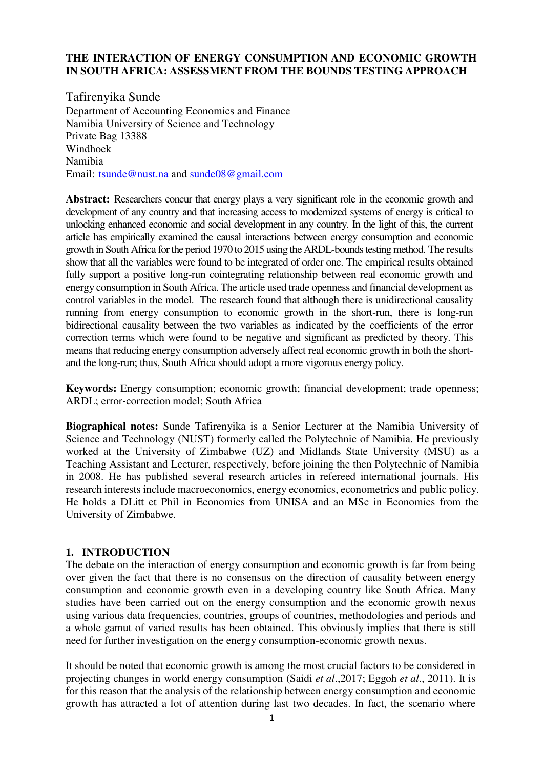**THE INTERACTION OF ENERGY CONSUMPTION AND ECONOMIC GROWTH IN SOUTH AFRICA: ASSESSMENT FROM THE BOUNDS TESTING APPROACH**

Tafirenyika Sunde
Department of Accounting Economics and Finance
Namibia University of Science and Technology
Private Bag 13388
Windhoek
Namibia
Email: tsunde@nust.na and sunde08@gmail.com

**Abstract:** Researchers concur that energy plays a very significant role in the economic growth and development of any country and that increasing access to modernized systems of energy is critical to unlocking enhanced economic and social development in any country. In the light of this, the current article has empirically examined the causal interactions between energy consumption and economic growth in South Africa for the period 1970 to 2015 using the ARDL-bounds testing method. The results show that all the variables were found to be integrated of order one. The empirical results obtained fully support a positive long-run cointegrating relationship between real economic growth and energy consumption in South Africa. The article used trade openness and financial development as control variables in the model. The research found that although there is unidirectional causality running from energy consumption to economic growth in the short-run, there is long-run bidirectional causality between the two variables as indicated by the coefficients of the error correction terms which were found to be negative and significant as predicted by theory. This means that reducing energy consumption adversely affect real economic growth in both the short- and the long-run; thus, South Africa should adopt a more vigorous energy policy.

**Keywords:** Energy consumption; economic growth; financial development; trade openness; ARDL; error-correction model; South Africa

**Biographical notes:** Sunde Tafirenyika is a Senior Lecturer at the Namibia University of Science and Technology (NUST) formerly called the Polytechnic of Namibia. He previously worked at the University of Zimbabwe (UZ) and Midlands State University (MSU) as a Teaching Assistant and Lecturer, respectively, before joining the then Polytechnic of Namibia in 2008. He has published several research articles in refereed international journals. His research interests include macroeconomics, energy economics, econometrics and public policy. He holds a DLitt et Phil in Economics from UNISA and an MSc in Economics from the University of Zimbabwe.

## 1. INTRODUCTION

The debate on the interaction of energy consumption and economic growth is far from being over given the fact that there is no consensus on the direction of causality between energy consumption and economic growth even in a developing country like South Africa. Many studies have been carried out on the energy consumption and the economic growth nexus using various data frequencies, countries, groups of countries, methodologies and periods and a whole gamut of varied results has been obtained. This obviously implies that there is still need for further investigation on the energy consumption-economic growth nexus.

It should be noted that economic growth is among the most crucial factors to be considered in projecting changes in world energy consumption (Saidi *et al*.,2017; Eggoh *et al*., 2011). It is for this reason that the analysis of the relationship between energy consumption and economic growth has attracted a lot of attention during last two decades. In fact, the scenario where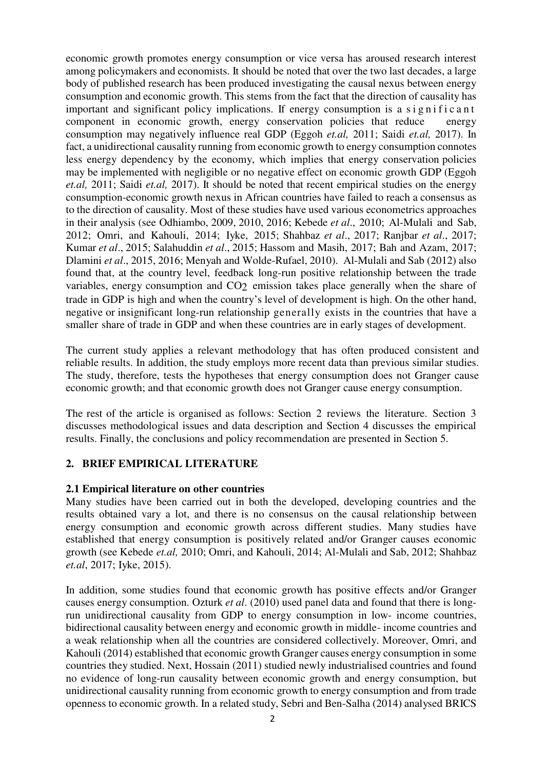economic growth promotes energy consumption or vice versa has aroused research interest among policymakers and economists. It should be noted that over the two last decades, a large body of published research has been produced investigating the causal nexus between energy consumption and economic growth. This stems from the fact that the direction of causality has important and significant policy implications. If energy consumption is a significant component in economic growth, energy conservation policies that reduce energy consumption may negatively influence real GDP (Eggoh *et.al,* 2011; Saidi *et.al,* 2017). In fact, a unidirectional causality running from economic growth to energy consumption connotes less energy dependency by the economy, which implies that energy conservation policies may be implemented with negligible or no negative effect on economic growth GDP (Eggoh *et.al,* 2011; Saidi *et.al,* 2017). It should be noted that recent empirical studies on the energy consumption-economic growth nexus in African countries have failed to reach a consensus as to the direction of causality. Most of these studies have used various econometrics approaches in their analysis (see Odhiambo, 2009, 2010, 2016; Kebede *et al*., 2010; Al-Mulali and Sab, 2012; Omri, and Kahouli, 2014; Iyke, 2015; Shahbaz *et al*., 2017; Ranjbar *et al*., 2017; Kumar *et al*., 2015; Salahuddin *et al*., 2015; Hassom and Masih, 2017; Bah and Azam, 2017; Dlamini *et al*., 2015, 2016; Menyah and Wolde-Rufael, 2010). Al-Mulali and Sab (2012) also found that, at the country level, feedback long-run positive relationship between the trade variables, energy consumption and $CO_2$ emission takes place generally when the share of trade in GDP is high and when the country's level of development is high. On the other hand, negative or insignificant long-run relationship generally exists in the countries that have a smaller share of trade in GDP and when these countries are in early stages of development.

The current study applies a relevant methodology that has often produced consistent and reliable results. In addition, the study employs more recent data than previous similar studies. The study, therefore, tests the hypotheses that energy consumption does not Granger cause economic growth; and that economic growth does not Granger cause energy consumption.

The rest of the article is organised as follows: Section 2 reviews the literature. Section 3 discusses methodological issues and data description and Section 4 discusses the empirical results. Finally, the conclusions and policy recommendation are presented in Section 5.

## 2. BRIEF EMPIRICAL LITERATURE

### 2.1 Empirical literature on other countries

Many studies have been carried out in both the developed, developing countries and the results obtained vary a lot, and there is no consensus on the causal relationship between energy consumption and economic growth across different studies. Many studies have established that energy consumption is positively related and/or Granger causes economic growth (see Kebede *et.al,* 2010; Omri, and Kahouli, 2014; Al-Mulali and Sab, 2012; Shahbaz *et.al*, 2017; Iyke, 2015).

In addition, some studies found that economic growth has positive effects and/or Granger causes energy consumption. Ozturk *et al*. (2010) used panel data and found that there is long-run unidirectional causality from GDP to energy consumption in low- income countries, bidirectional causality between energy and economic growth in middle- income countries and a weak relationship when all the countries are considered collectively. Moreover, Omri, and Kahouli (2014) established that economic growth Granger causes energy consumption in some countries they studied. Next, Hossain (2011) studied newly industrialised countries and found no evidence of long-run causality between economic growth and energy consumption, but unidirectional causality running from economic growth to energy consumption and from trade openness to economic growth. In a related study, Sebri and Ben-Salha (2014) analysed BRICS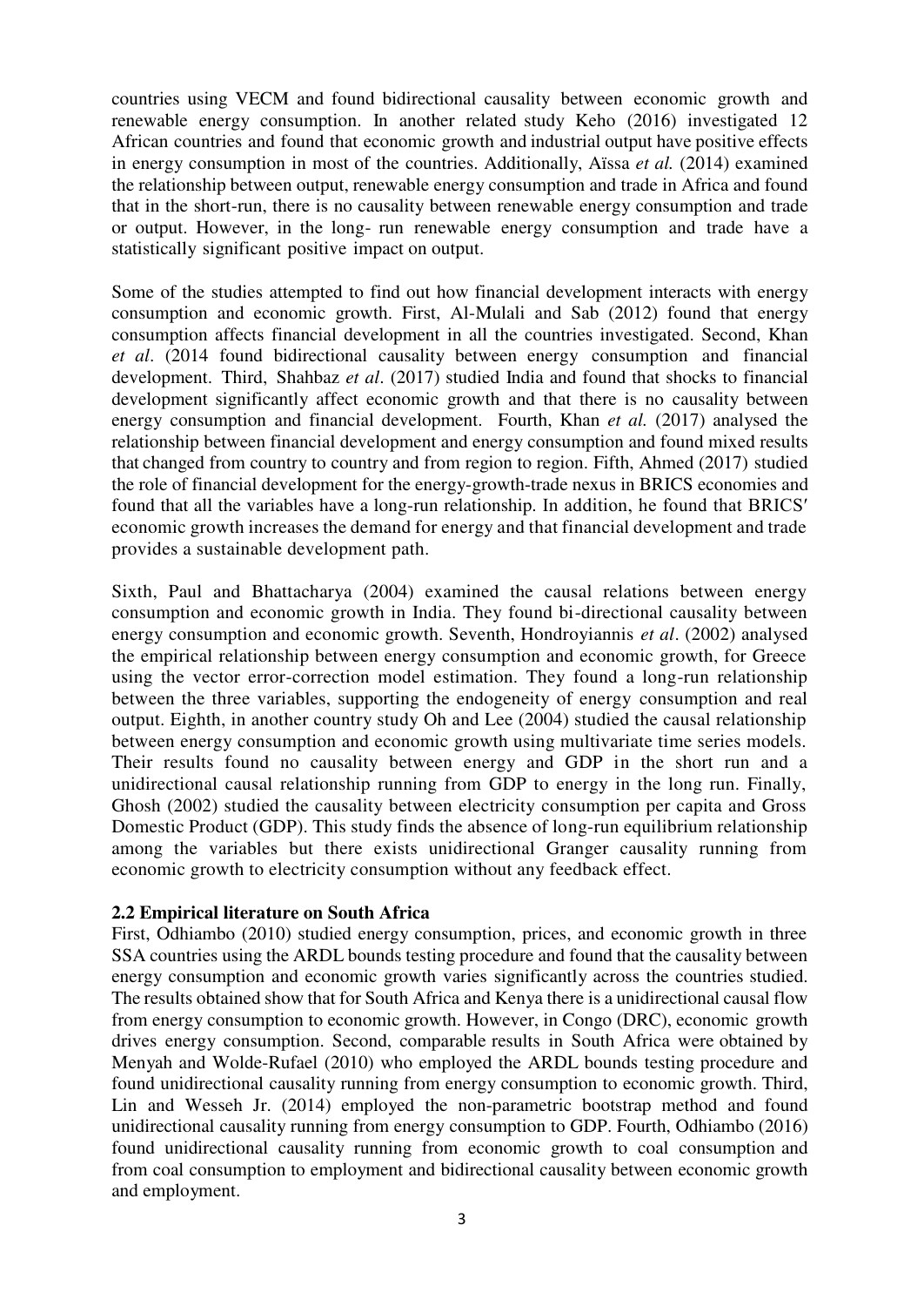countries using VECM and found bidirectional causality between economic growth and renewable energy consumption. In another related study Keho (2016) investigated 12 African countries and found that economic growth and industrial output have positive effects in energy consumption in most of the countries. Additionally, Aïssa *et al.* (2014) examined the relationship between output, renewable energy consumption and trade in Africa and found that in the short-run, there is no causality between renewable energy consumption and trade or output. However, in the long- run renewable energy consumption and trade have a statistically significant positive impact on output.

Some of the studies attempted to find out how financial development interacts with energy consumption and economic growth. First, Al-Mulali and Sab (2012) found that energy consumption affects financial development in all the countries investigated. Second, Khan *et al*. (2014 found bidirectional causality between energy consumption and financial development. Third, Shahbaz *et al*. (2017) studied India and found that shocks to financial development significantly affect economic growth and that there is no causality between energy consumption and financial development. Fourth, Khan *et al.* (2017) analysed the relationship between financial development and energy consumption and found mixed results that changed from country to country and from region to region. Fifth, Ahmed (2017) studied the role of financial development for the energy-growth-trade nexus in BRICS economies and found that all the variables have a long-run relationship. In addition, he found that BRICS′ economic growth increases the demand for energy and that financial development and trade provides a sustainable development path.

Sixth, Paul and Bhattacharya (2004) examined the causal relations between energy consumption and economic growth in India. They found bi-directional causality between energy consumption and economic growth. Seventh, Hondroyiannis *et al*. (2002) analysed the empirical relationship between energy consumption and economic growth, for Greece using the vector error-correction model estimation. They found a long-run relationship between the three variables, supporting the endogeneity of energy consumption and real output. Eighth, in another country study Oh and Lee (2004) studied the causal relationship between energy consumption and economic growth using multivariate time series models. Their results found no causality between energy and GDP in the short run and a unidirectional causal relationship running from GDP to energy in the long run. Finally, Ghosh (2002) studied the causality between electricity consumption per capita and Gross Domestic Product (GDP). This study finds the absence of long-run equilibrium relationship among the variables but there exists unidirectional Granger causality running from economic growth to electricity consumption without any feedback effect.

### 2.2 Empirical literature on South Africa

First, Odhiambo (2010) studied energy consumption, prices, and economic growth in three SSA countries using the ARDL bounds testing procedure and found that the causality between energy consumption and economic growth varies significantly across the countries studied. The results obtained show that for South Africa and Kenya there is a unidirectional causal flow from energy consumption to economic growth. However, in Congo (DRC), economic growth drives energy consumption. Second, comparable results in South Africa were obtained by Menyah and Wolde-Rufael (2010) who employed the ARDL bounds testing procedure and found unidirectional causality running from energy consumption to economic growth. Third, Lin and Wesseh Jr. (2014) employed the non-parametric bootstrap method and found unidirectional causality running from energy consumption to GDP. Fourth, Odhiambo (2016) found unidirectional causality running from economic growth to coal consumption and from coal consumption to employment and bidirectional causality between economic growth and employment.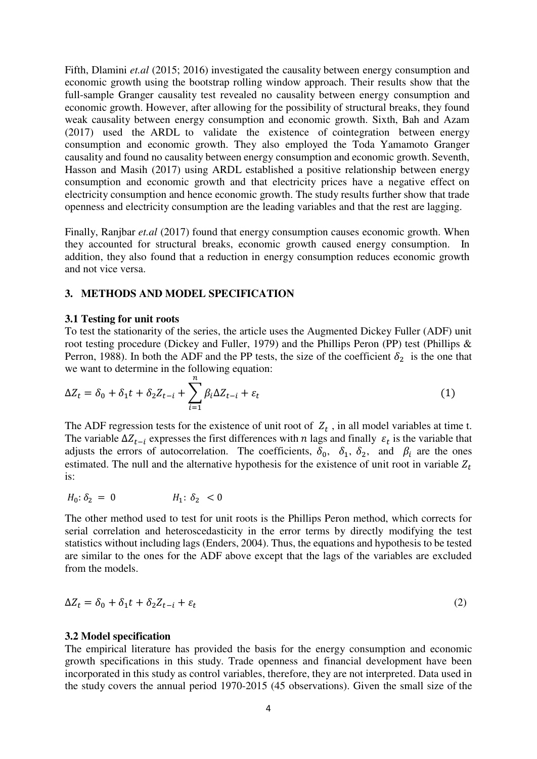Fifth, Dlamini *et.al* (2015; 2016) investigated the causality between energy consumption and economic growth using the bootstrap rolling window approach. Their results show that the full-sample Granger causality test revealed no causality between energy consumption and economic growth. However, after allowing for the possibility of structural breaks, they found weak causality between energy consumption and economic growth. Sixth, Bah and Azam (2017) used the ARDL to validate the existence of cointegration between energy consumption and economic growth. They also employed the Toda Yamamoto Granger causality and found no causality between energy consumption and economic growth. Seventh, Hasson and Masih (2017) using ARDL established a positive relationship between energy consumption and economic growth and that electricity prices have a negative effect on electricity consumption and hence economic growth. The study results further show that trade openness and electricity consumption are the leading variables and that the rest are lagging.

Finally, Ranjbar *et.al* (2017) found that energy consumption causes economic growth. When they accounted for structural breaks, economic growth caused energy consumption. In addition, they also found that a reduction in energy consumption reduces economic growth and not vice versa.

## 3. METHODS AND MODEL SPECIFICATION

### 3.1 Testing for unit roots

To test the stationarity of the series, the article uses the Augmented Dickey Fuller (ADF) unit root testing procedure (Dickey and Fuller, 1979) and the Phillips Peron (PP) test (Phillips & Perron, 1988). In both the ADF and the PP tests, the size of the coefficient $\delta_2$ is the one that we want to determine in the following equation:

$$\Delta Z_t = \delta_0 + \delta_1 t + \delta_2 Z_{t-i} + \sum_{i=1}^{n} \beta_i \Delta Z_{t-i} + \varepsilon_t \tag{1}$$

The ADF regression tests for the existence of unit root of $Z_t$ , in all model variables at time t. The variable $\Delta Z_{t-i}$ expresses the first differences with $n$ lags and finally $\varepsilon_t$ is the variable that adjusts the errors of autocorrelation. The coefficients, $\delta_0$, $\delta_1$, $\delta_2$, and $\beta_i$ are the ones estimated. The null and the alternative hypothesis for the existence of unit root in variable $Z_t$ is:

$H_0: \delta_2 = 0$ $\qquad$ $H_1: \delta_2 < 0$

The other method used to test for unit roots is the Phillips Peron method, which corrects for serial correlation and heteroscedasticity in the error terms by directly modifying the test statistics without including lags (Enders, 2004). Thus, the equations and hypothesis to be tested are similar to the ones for the ADF above except that the lags of the variables are excluded from the models.

$$\Delta Z_t = \delta_0 + \delta_1 t + \delta_2 Z_{t-i} + \varepsilon_t \tag{2}$$

### 3.2 Model specification

The empirical literature has provided the basis for the energy consumption and economic growth specifications in this study. Trade openness and financial development have been incorporated in this study as control variables, therefore, they are not interpreted. Data used in the study covers the annual period 1970-2015 (45 observations). Given the small size of the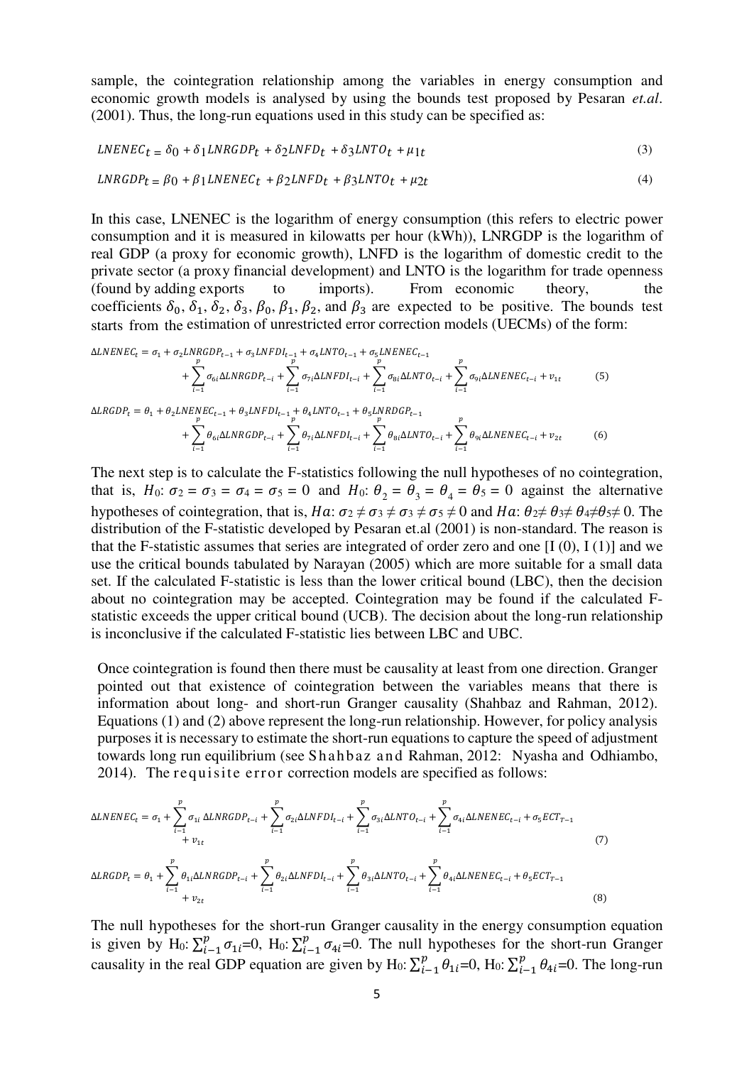sample, the cointegration relationship among the variables in energy consumption and economic growth models is analysed by using the bounds test proposed by Pesaran *et.al*. (2001). Thus, the long-run equations used in this study can be specified as:

$$LNENEC_t = \delta_0 + \delta_1 LNRGDP_t + \delta_2 LNFD_t + \delta_3 LNTO_t + \mu_{1t} \tag{3}$$

$$LNRGDP_t = \beta_0 + \beta_1 LNENEC_t + \beta_2 LNFD_t + \beta_3 LNTO_t + \mu_{2t} \tag{4}$$

In this case, LNENEC is the logarithm of energy consumption (this refers to electric power consumption and it is measured in kilowatts per hour (kWh)), LNRGDP is the logarithm of real GDP (a proxy for economic growth), LNFD is the logarithm of domestic credit to the private sector (a proxy financial development) and LNTO is the logarithm for trade openness (found by adding exports to imports). From economic theory, the coefficients $\delta_0$, $\delta_1$, $\delta_2$, $\delta_3$, $\beta_0$, $\beta_1$, $\beta_2$, and $\beta_3$ are expected to be positive. The bounds test starts from the estimation of unrestricted error correction models (UECMs) of the form:

$$\Delta LNENEC_t = \sigma_1 + \sigma_2 LNRGDP_{t-1} + \sigma_3 LNFDI_{t-1} + \sigma_4 LNTO_{t-1} + \sigma_5 LNENEC_{t-1} + \sum_{i-1}^{p} \sigma_{6i} \Delta LNRGDP_{t-i} + \sum_{i-1}^{p} \sigma_{7i} \Delta LNFDI_{t-i} + \sum_{i-1}^{p} \sigma_{8i} \Delta LNTO_{t-i} + \sum_{i-1}^{p} \sigma_{9i} \Delta LNENEC_{t-i} + v_{1t} \tag{5}$$

$$\Delta LRGDP_t = \theta_1 + \theta_2 LNENEC_{t-1} + \theta_3 LNFDI_{t-1} + \theta_4 LNTO_{t-1} + \theta_5 LNRDGP_{t-1} + \sum_{i-1}^{p} \theta_{6i} \Delta LNRGDP_{t-i} + \sum_{i-1}^{p} \theta_{7i} \Delta LNFDI_{t-i} + \sum_{i-1}^{p} \theta_{8i} \Delta LNTO_{t-i} + \sum_{i-1}^{p} \theta_{9i} \Delta LNENEC_{t-i} + v_{2t} \tag{6}$$

The next step is to calculate the F-statistics following the null hypotheses of no cointegration, that is, $H_0$: $\sigma_2 = \sigma_3 = \sigma_4 = \sigma_5 = 0$ and $H_0$: $\theta_2 = \theta_3 = \theta_4 = \theta_5 = 0$ against the alternative hypotheses of cointegration, that is, $Ha$: $\sigma_2 \neq \sigma_3 \neq \sigma_3 \neq \sigma_5 \neq 0$ and $Ha$: $\theta_2 \neq \theta_3 \neq \theta_4 \neq \theta_5 \neq 0$. The distribution of the F-statistic developed by Pesaran et.al (2001) is non-standard. The reason is that the F-statistic assumes that series are integrated of order zero and one [I (0), I (1)] and we use the critical bounds tabulated by Narayan (2005) which are more suitable for a small data set. If the calculated F-statistic is less than the lower critical bound (LBC), then the decision about no cointegration may be accepted. Cointegration may be found if the calculated F-statistic exceeds the upper critical bound (UCB). The decision about the long-run relationship is inconclusive if the calculated F-statistic lies between LBC and UBC.

Once cointegration is found then there must be causality at least from one direction. Granger pointed out that existence of cointegration between the variables means that there is information about long- and short-run Granger causality (Shahbaz and Rahman, 2012). Equations (1) and (2) above represent the long-run relationship. However, for policy analysis purposes it is necessary to estimate the short-run equations to capture the speed of adjustment towards long run equilibrium (see Shahbaz and Rahman, 2012: Nyasha and Odhiambo, 2014). The requisite error correction models are specified as follows:

$$\Delta LNENEC_t = \sigma_1 + \sum_{i-1}^{p} \sigma_{1i} \Delta LNRGDP_{t-i} + \sum_{i-1}^{p} \sigma_{2i} \Delta LNFDI_{t-i} + \sum_{i-1}^{p} \sigma_{3i} \Delta LNTO_{t-i} + \sum_{i-1}^{p} \sigma_{4i} \Delta LNENEC_{t-i} + \sigma_5 ECT_{T-1} + v_{1t} \tag{7}$$

$$\Delta LRGDP_t = \theta_1 + \sum_{i-1}^{p} \theta_{1i} \Delta LNRGDP_{t-i} + \sum_{i-1}^{p} \theta_{2i} \Delta LNFDI_{t-i} + \sum_{i-1}^{p} \theta_{3i} \Delta LNTO_{t-i} + \sum_{i-1}^{p} \theta_{4i} \Delta LNENEC_{t-i} + \theta_5 ECT_{T-1} + v_{2t} \tag{8}$$

The null hypotheses for the short-run Granger causality in the energy consumption equation is given by $H_0$: $\sum_{i-1}^{p} \sigma_{1i}=0$, $H_0$: $\sum_{i-1}^{p} \sigma_{4i}=0$. The null hypotheses for the short-run Granger causality in the real GDP equation are given by $H_0$: $\sum_{i-1}^{p} \theta_{1i}=0$, $H_0$: $\sum_{i-1}^{p} \theta_{4i}=0$. The long-run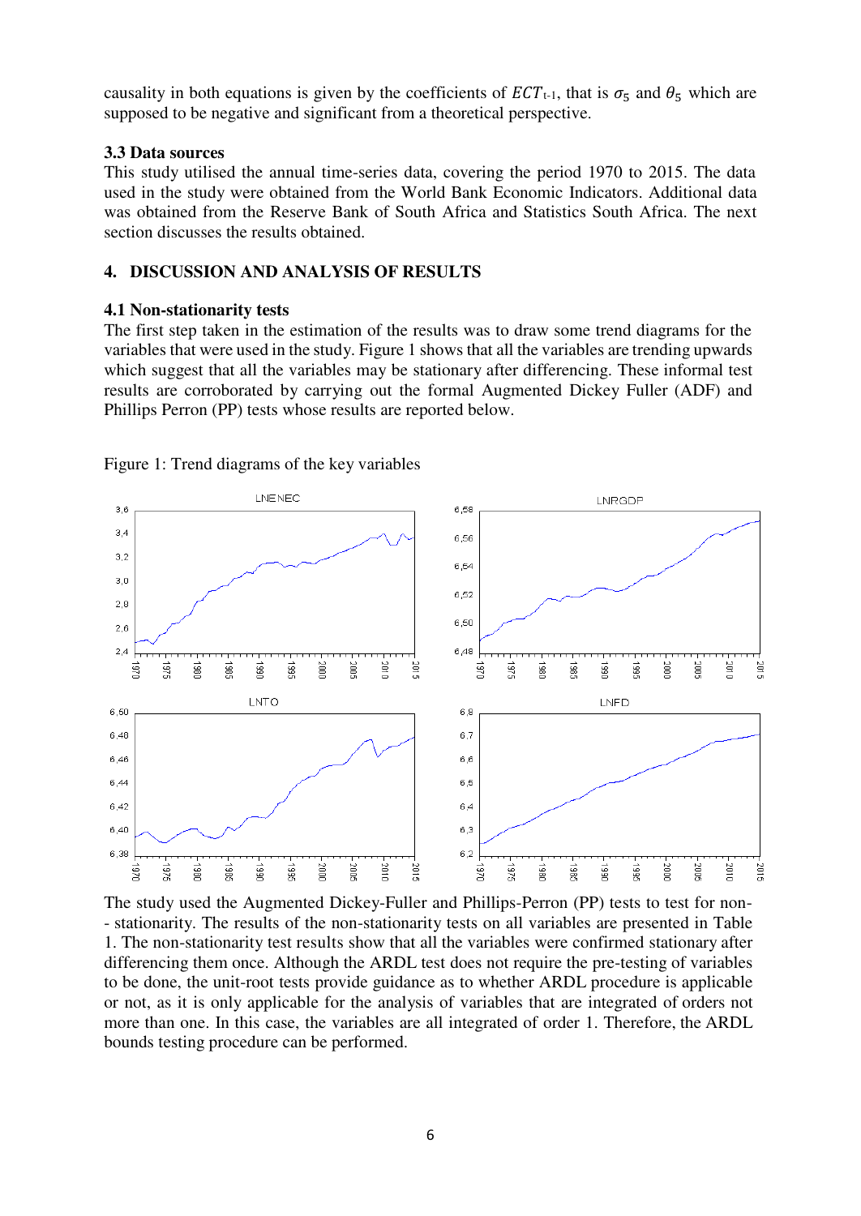causality in both equations is given by the coefficients of $ECT_{t-1}$, that is $\sigma_5$ and $\theta_5$ which are supposed to be negative and significant from a theoretical perspective.

### 3.3 Data sources

This study utilised the annual time-series data, covering the period 1970 to 2015. The data used in the study were obtained from the World Bank Economic Indicators. Additional data was obtained from the Reserve Bank of South Africa and Statistics South Africa. The next section discusses the results obtained.

## 4. DISCUSSION AND ANALYSIS OF RESULTS

### 4.1 Non-stationarity tests

The first step taken in the estimation of the results was to draw some trend diagrams for the variables that were used in the study. Figure 1 shows that all the variables are trending upwards which suggest that all the variables may be stationary after differencing. These informal test results are corroborated by carrying out the formal Augmented Dickey Fuller (ADF) and Phillips Perron (PP) tests whose results are reported below.

Figure 1: Trend diagrams of the key variables

The study used the Augmented Dickey-Fuller and Phillips-Perron (PP) tests to test for non-- stationarity. The results of the non-stationarity tests on all variables are presented in Table 1. The non-stationarity test results show that all the variables were confirmed stationary after differencing them once. Although the ARDL test does not require the pre-testing of variables to be done, the unit-root tests provide guidance as to whether ARDL procedure is applicable or not, as it is only applicable for the analysis of variables that are integrated of orders not more than one. In this case, the variables are all integrated of order 1. Therefore, the ARDL bounds testing procedure can be performed.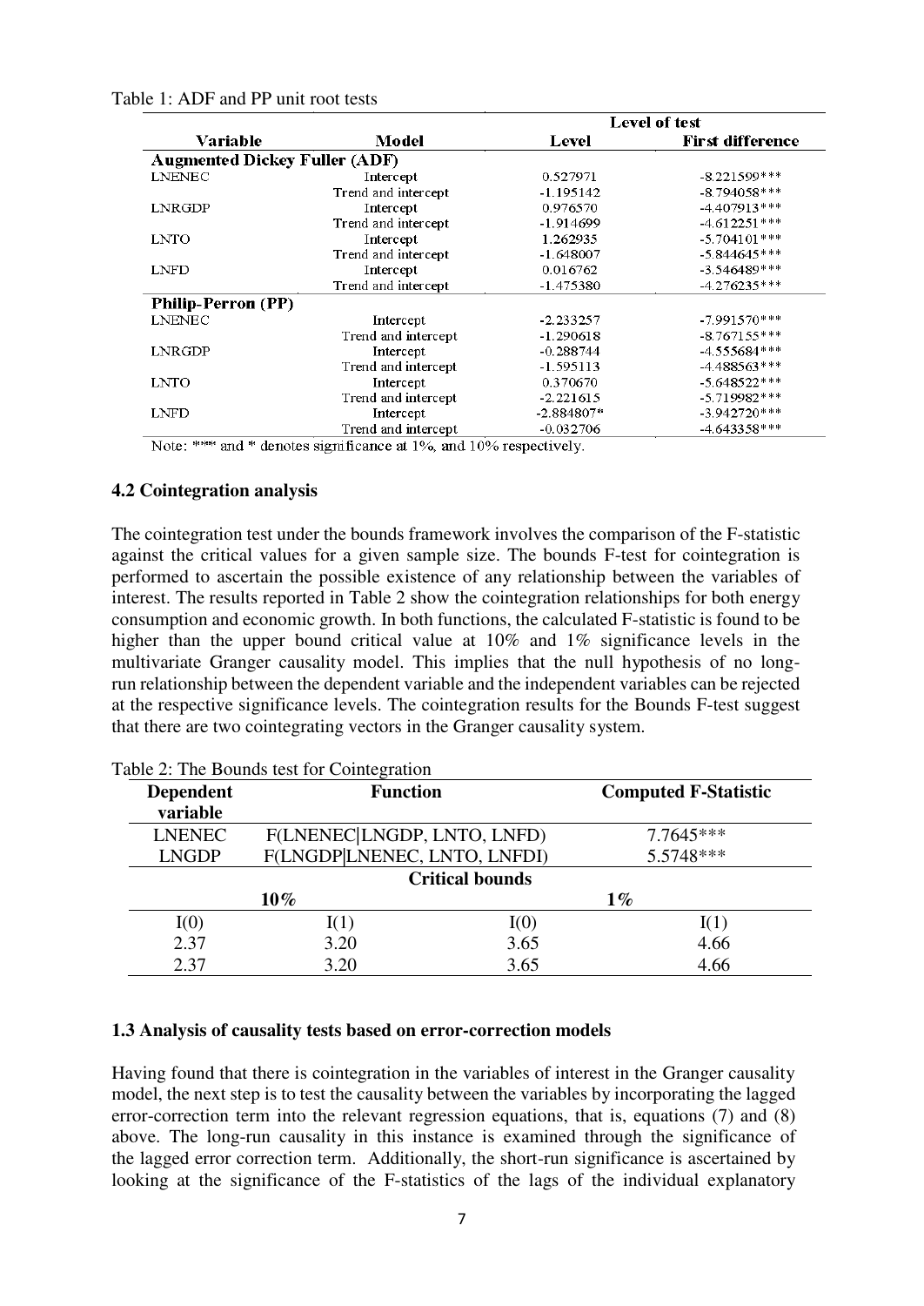Table 1: ADF and PP unit root tests

| Variable | Model | Level of test | |
|---|---|---|---|
| | | Level | First difference |
| **Augmented Dickey Fuller (ADF)** | | | |
| LNENEC | Intercept | 0.527971 | -8.221599*** |
| | Trend and intercept | -1.195142 | -8.794058*** |
| LNRGDP | Intercept | 0.976570 | -4.407913*** |
| | Trend and intercept | -1.914699 | -4.612251*** |
| LNTO | Intercept | 1.262935 | -5.704101*** |
| | Trend and intercept | -1.648007 | -5.844645*** |
| LNFD | Intercept | 0.016762 | -3.546489*** |
| | Trend and intercept | -1.475380 | -4.276235*** |
| **Philip-Perron (PP)** | | | |
| LNENEC | Intercept | -2.233257 | -7.991570*** |
| | Trend and intercept | -1.290618 | -8.767155*** |
| LNRGDP | Intercept | -0.288744 | -4.555684*** |
| | Trend and intercept | -1.595113 | -4.488563*** |
| LNTO | Intercept | 0.370670 | -5.648522*** |
| | Trend and intercept | -2.221615 | -5.719982*** |
| LNFD | Intercept | -2.884807* | -3.942720*** |
| | Trend and intercept | -0.032706 | -4.643358*** |

Note: *** and * denotes significance at 1%, and 10% respectively.

### 4.2 Cointegration analysis

The cointegration test under the bounds framework involves the comparison of the F-statistic against the critical values for a given sample size. The bounds F-test for cointegration is performed to ascertain the possible existence of any relationship between the variables of interest. The results reported in Table 2 show the cointegration relationships for both energy consumption and economic growth. In both functions, the calculated F-statistic is found to be higher than the upper bound critical value at 10% and 1% significance levels in the multivariate Granger causality model. This implies that the null hypothesis of no long-run relationship between the dependent variable and the independent variables can be rejected at the respective significance levels. The cointegration results for the Bounds F-test suggest that there are two cointegrating vectors in the Granger causality system.

Table 2: The Bounds test for Cointegration

| Dependent variable | Function | | Computed F-Statistic |
|---|---|---|---|
| LNENEC | F(LNENEC\|LNGDP, LNTO, LNFD) | | 7.7645*** |
| LNGDP | F(LNGDP\|LNENEC, LNTO, LNFDI) | | 5.5748*** |
| | **Critical bounds** | | |
| | **10%** | | **1%** |
| I(0) | I(1) | I(0) | I(1) |
| 2.37 | 3.20 | 3.65 | 4.66 |
| 2.37 | 3.20 | 3.65 | 4.66 |

### 1.3 Analysis of causality tests based on error-correction models

Having found that there is cointegration in the variables of interest in the Granger causality model, the next step is to test the causality between the variables by incorporating the lagged error-correction term into the relevant regression equations, that is, equations (7) and (8) above. The long-run causality in this instance is examined through the significance of the lagged error correction term. Additionally, the short-run significance is ascertained by looking at the significance of the F-statistics of the lags of the individual explanatory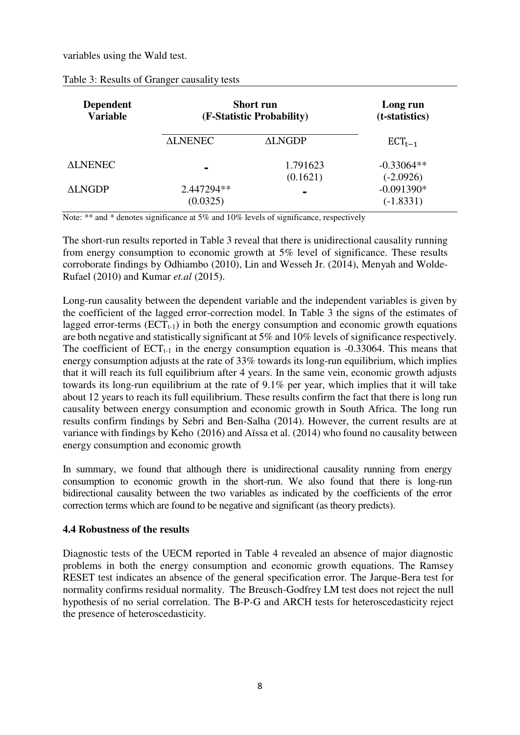variables using the Wald test.

Table 3: Results of Granger causality tests

| Dependent Variable | Short run (F-Statistic Probability) | | Long run (t-statistics) |
|---|---|---|---|
| | ΔLNENEC | ΔLNGDP | $ECT_{t-1}$ |
| ΔLNENEC | - | 1.791623 (0.1621) | -0.33064** (-2.0926) |
| ΔLNGDP | 2.447294** (0.0325) | - | -0.091390* (-1.8331) |

Note: ** and * denotes significance at 5% and 10% levels of significance, respectively

The short-run results reported in Table 3 reveal that there is unidirectional causality running from energy consumption to economic growth at 5% level of significance. These results corroborate findings by Odhiambo (2010), Lin and Wesseh Jr. (2014), Menyah and Wolde-Rufael (2010) and Kumar *et.al* (2015).

Long-run causality between the dependent variable and the independent variables is given by the coefficient of the lagged error-correction model. In Table 3 the signs of the estimates of lagged error-terms ($ECT_{t-1}$) in both the energy consumption and economic growth equations are both negative and statistically significant at 5% and 10% levels of significance respectively. The coefficient of $ECT_{t-1}$ in the energy consumption equation is -0.33064. This means that energy consumption adjusts at the rate of 33% towards its long-run equilibrium, which implies that it will reach its full equilibrium after 4 years. In the same vein, economic growth adjusts towards its long-run equilibrium at the rate of 9.1% per year, which implies that it will take about 12 years to reach its full equilibrium. These results confirm the fact that there is long run causality between energy consumption and economic growth in South Africa. The long run results confirm findings by Sebri and Ben-Salha (2014). However, the current results are at variance with findings by Keho (2016) and Aïssa et al. (2014) who found no causality between energy consumption and economic growth

In summary, we found that although there is unidirectional causality running from energy consumption to economic growth in the short-run. We also found that there is long-run bidirectional causality between the two variables as indicated by the coefficients of the error correction terms which are found to be negative and significant (as theory predicts).

### 4.4 Robustness of the results

Diagnostic tests of the UECM reported in Table 4 revealed an absence of major diagnostic problems in both the energy consumption and economic growth equations. The Ramsey RESET test indicates an absence of the general specification error. The Jarque-Bera test for normality confirms residual normality. The Breusch-Godfrey LM test does not reject the null hypothesis of no serial correlation. The B-P-G and ARCH tests for heteroscedasticity reject the presence of heteroscedasticity.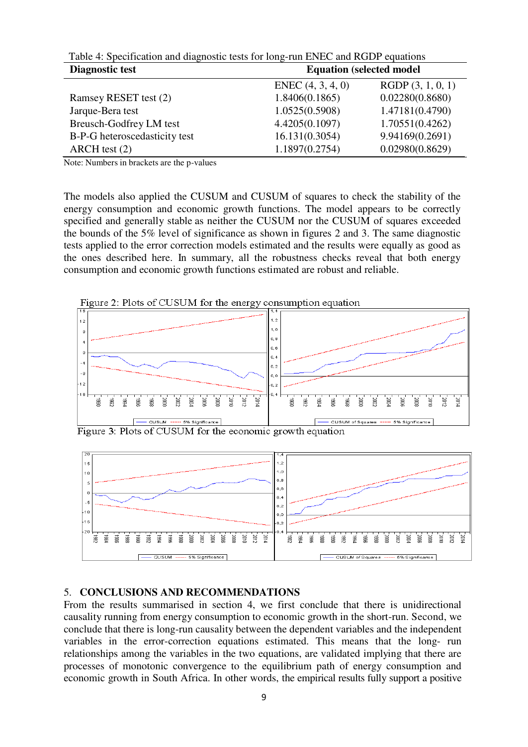Table 4: Specification and diagnostic tests for long-run ENEC and RGDP equations

| Diagnostic test | Equation (selected model | |
|---|---|---|
| | ENEC (4, 3, 4, 0) | RGDP (3, 1, 0, 1) |
| Ramsey RESET test (2) | 1.8406(0.1865) | 0.02280(0.8680) |
| Jarque-Bera test | 1.0525(0.5908) | 1.47181(0.4790) |
| Breusch-Godfrey LM test | 4.4205(0.1097) | 1.70551(0.4262) |
| B-P-G heteroscedasticity test | 16.131(0.3054) | 9.94169(0.2691) |
| ARCH test (2) | 1.1897(0.2754) | 0.02980(0.8629) |

Note: Numbers in brackets are the p-values

The models also applied the CUSUM and CUSUM of squares to check the stability of the energy consumption and economic growth functions. The model appears to be correctly specified and generally stable as neither the CUSUM nor the CUSUM of squares exceeded the bounds of the 5% level of significance as shown in figures 2 and 3. The same diagnostic tests applied to the error correction models estimated and the results were equally as good as the ones described here. In summary, all the robustness checks reveal that both energy consumption and economic growth functions estimated are robust and reliable.

Figure 2: Plots of CUSUM for the energy consumption equation

Figure 3: Plots of CUSUM for the economic growth equation

## 5. CONCLUSIONS AND RECOMMENDATIONS

From the results summarised in section 4, we first conclude that there is unidirectional causality running from energy consumption to economic growth in the short-run. Second, we conclude that there is long-run causality between the dependent variables and the independent variables in the error-correction equations estimated. This means that the long- run relationships among the variables in the two equations, are validated implying that there are processes of monotonic convergence to the equilibrium path of energy consumption and economic growth in South Africa. In other words, the empirical results fully support a positive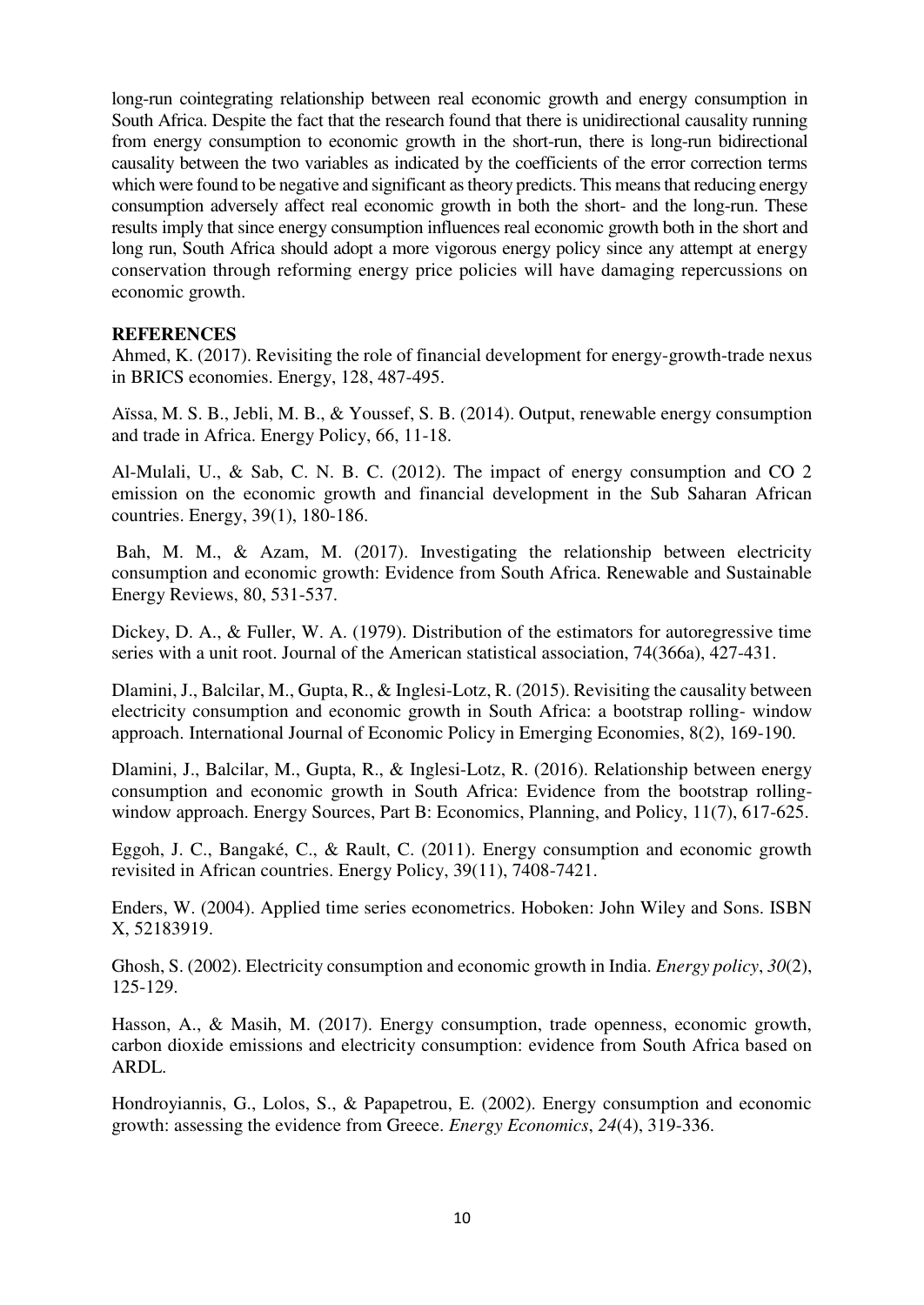long-run cointegrating relationship between real economic growth and energy consumption in South Africa. Despite the fact that the research found that there is unidirectional causality running from energy consumption to economic growth in the short-run, there is long-run bidirectional causality between the two variables as indicated by the coefficients of the error correction terms which were found to be negative and significant as theory predicts. This means that reducing energy consumption adversely affect real economic growth in both the short- and the long-run. These results imply that since energy consumption influences real economic growth both in the short and long run, South Africa should adopt a more vigorous energy policy since any attempt at energy conservation through reforming energy price policies will have damaging repercussions on economic growth.

**REFERENCES**

Ahmed, K. (2017). Revisiting the role of financial development for energy-growth-trade nexus in BRICS economies. Energy, 128, 487-495.

Aïssa, M. S. B., Jebli, M. B., & Youssef, S. B. (2014). Output, renewable energy consumption and trade in Africa. Energy Policy, 66, 11-18.

Al-Mulali, U., & Sab, C. N. B. C. (2012). The impact of energy consumption and CO 2 emission on the economic growth and financial development in the Sub Saharan African countries. Energy, 39(1), 180-186.

Bah, M. M., & Azam, M. (2017). Investigating the relationship between electricity consumption and economic growth: Evidence from South Africa. Renewable and Sustainable Energy Reviews, 80, 531-537.

Dickey, D. A., & Fuller, W. A. (1979). Distribution of the estimators for autoregressive time series with a unit root. Journal of the American statistical association, 74(366a), 427-431.

Dlamini, J., Balcilar, M., Gupta, R., & Inglesi-Lotz, R. (2015). Revisiting the causality between electricity consumption and economic growth in South Africa: a bootstrap rolling- window approach. International Journal of Economic Policy in Emerging Economies, 8(2), 169-190.

Dlamini, J., Balcilar, M., Gupta, R., & Inglesi-Lotz, R. (2016). Relationship between energy consumption and economic growth in South Africa: Evidence from the bootstrap rolling-window approach. Energy Sources, Part B: Economics, Planning, and Policy, 11(7), 617-625.

Eggoh, J. C., Bangaké, C., & Rault, C. (2011). Energy consumption and economic growth revisited in African countries. Energy Policy, 39(11), 7408-7421.

Enders, W. (2004). Applied time series econometrics. Hoboken: John Wiley and Sons. ISBN X, 52183919.

Ghosh, S. (2002). Electricity consumption and economic growth in India. *Energy policy*, *30*(2), 125-129.

Hasson, A., & Masih, M. (2017). Energy consumption, trade openness, economic growth, carbon dioxide emissions and electricity consumption: evidence from South Africa based on ARDL.

Hondroyiannis, G., Lolos, S., & Papapetrou, E. (2002). Energy consumption and economic growth: assessing the evidence from Greece. *Energy Economics*, *24*(4), 319-336.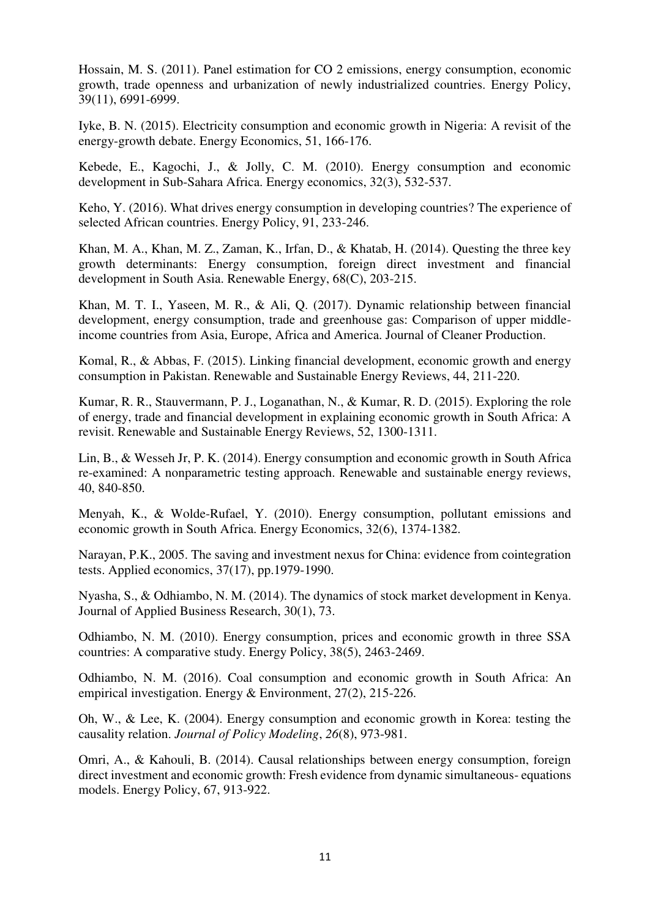Hossain, M. S. (2011). Panel estimation for CO 2 emissions, energy consumption, economic growth, trade openness and urbanization of newly industrialized countries. Energy Policy, 39(11), 6991-6999.

Iyke, B. N. (2015). Electricity consumption and economic growth in Nigeria: A revisit of the energy-growth debate. Energy Economics, 51, 166-176.

Kebede, E., Kagochi, J., & Jolly, C. M. (2010). Energy consumption and economic development in Sub-Sahara Africa. Energy economics, 32(3), 532-537.

Keho, Y. (2016). What drives energy consumption in developing countries? The experience of selected African countries. Energy Policy, 91, 233-246.

Khan, M. A., Khan, M. Z., Zaman, K., Irfan, D., & Khatab, H. (2014). Questing the three key growth determinants: Energy consumption, foreign direct investment and financial development in South Asia. Renewable Energy, 68(C), 203-215.

Khan, M. T. I., Yaseen, M. R., & Ali, Q. (2017). Dynamic relationship between financial development, energy consumption, trade and greenhouse gas: Comparison of upper middle-income countries from Asia, Europe, Africa and America. Journal of Cleaner Production.

Komal, R., & Abbas, F. (2015). Linking financial development, economic growth and energy consumption in Pakistan. Renewable and Sustainable Energy Reviews, 44, 211-220.

Kumar, R. R., Stauvermann, P. J., Loganathan, N., & Kumar, R. D. (2015). Exploring the role of energy, trade and financial development in explaining economic growth in South Africa: A revisit. Renewable and Sustainable Energy Reviews, 52, 1300-1311.

Lin, B., & Wesseh Jr, P. K. (2014). Energy consumption and economic growth in South Africa re-examined: A nonparametric testing approach. Renewable and sustainable energy reviews, 40, 840-850.

Menyah, K., & Wolde-Rufael, Y. (2010). Energy consumption, pollutant emissions and economic growth in South Africa. Energy Economics, 32(6), 1374-1382.

Narayan, P.K., 2005. The saving and investment nexus for China: evidence from cointegration tests. Applied economics, 37(17), pp.1979-1990.

Nyasha, S., & Odhiambo, N. M. (2014). The dynamics of stock market development in Kenya. Journal of Applied Business Research, 30(1), 73.

Odhiambo, N. M. (2010). Energy consumption, prices and economic growth in three SSA countries: A comparative study. Energy Policy, 38(5), 2463-2469.

Odhiambo, N. M. (2016). Coal consumption and economic growth in South Africa: An empirical investigation. Energy & Environment, 27(2), 215-226.

Oh, W., & Lee, K. (2004). Energy consumption and economic growth in Korea: testing the causality relation. *Journal of Policy Modeling*, *26*(8), 973-981.

Omri, A., & Kahouli, B. (2014). Causal relationships between energy consumption, foreign direct investment and economic growth: Fresh evidence from dynamic simultaneous- equations models. Energy Policy, 67, 913-922.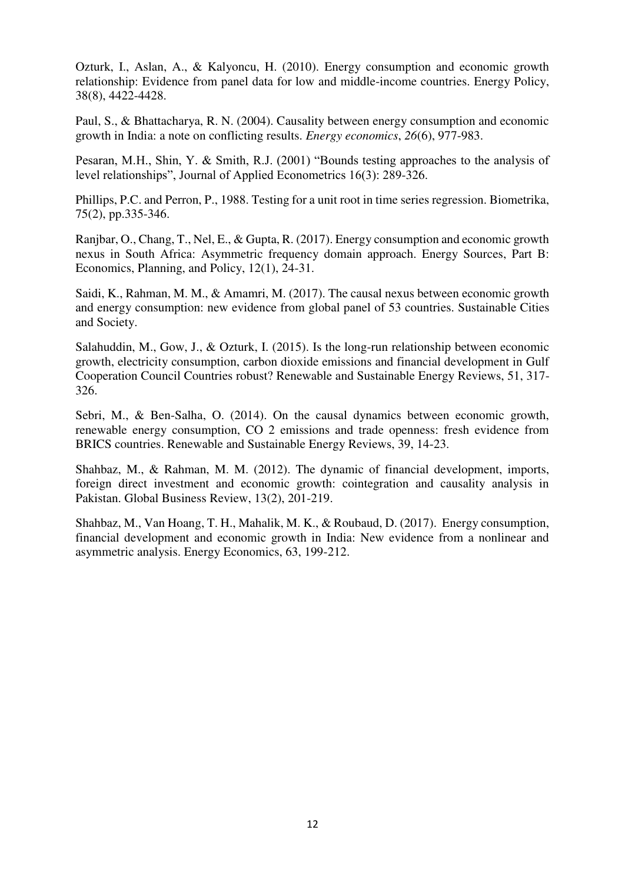Ozturk, I., Aslan, A., & Kalyoncu, H. (2010). Energy consumption and economic growth relationship: Evidence from panel data for low and middle-income countries. Energy Policy, 38(8), 4422-4428.

Paul, S., & Bhattacharya, R. N. (2004). Causality between energy consumption and economic growth in India: a note on conflicting results. *Energy economics*, *26*(6), 977-983.

Pesaran, M.H., Shin, Y. & Smith, R.J. (2001) "Bounds testing approaches to the analysis of level relationships", Journal of Applied Econometrics 16(3): 289-326.

Phillips, P.C. and Perron, P., 1988. Testing for a unit root in time series regression. Biometrika, 75(2), pp.335-346.

Ranjbar, O., Chang, T., Nel, E., & Gupta, R. (2017). Energy consumption and economic growth nexus in South Africa: Asymmetric frequency domain approach. Energy Sources, Part B: Economics, Planning, and Policy, 12(1), 24-31.

Saidi, K., Rahman, M. M., & Amamri, M. (2017). The causal nexus between economic growth and energy consumption: new evidence from global panel of 53 countries. Sustainable Cities and Society.

Salahuddin, M., Gow, J., & Ozturk, I. (2015). Is the long-run relationship between economic growth, electricity consumption, carbon dioxide emissions and financial development in Gulf Cooperation Council Countries robust? Renewable and Sustainable Energy Reviews, 51, 317-326.

Sebri, M., & Ben-Salha, O. (2014). On the causal dynamics between economic growth, renewable energy consumption, CO 2 emissions and trade openness: fresh evidence from BRICS countries. Renewable and Sustainable Energy Reviews, 39, 14-23.

Shahbaz, M., & Rahman, M. M. (2012). The dynamic of financial development, imports, foreign direct investment and economic growth: cointegration and causality analysis in Pakistan. Global Business Review, 13(2), 201-219.

Shahbaz, M., Van Hoang, T. H., Mahalik, M. K., & Roubaud, D. (2017). Energy consumption, financial development and economic growth in India: New evidence from a nonlinear and asymmetric analysis. Energy Economics, 63, 199-212.